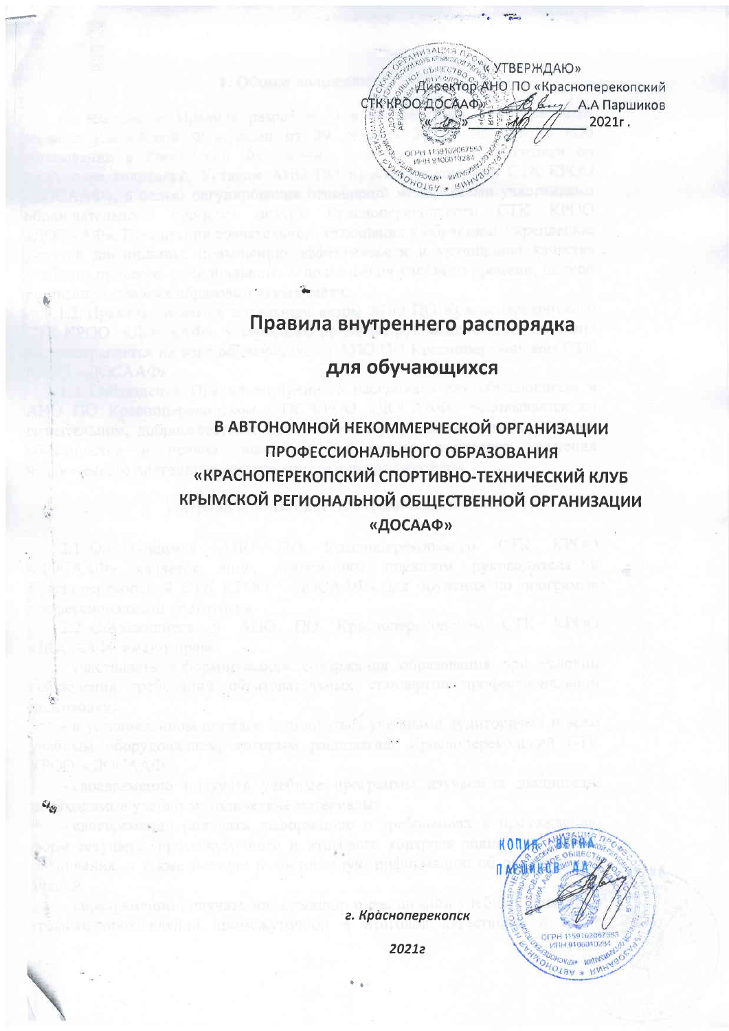«УТВЕРЖДАЮ»
Директор АНО ПО «Красноперекопский СТК КРОО ДОСААФ» _______ А.А Паршиков
«___» ___________ 2021г .

# Правила внутреннего распорядка

# для обучающихся

## В АВТОНОМНОЙ НЕКОММЕРЧЕСКОЙ ОРГАНИЗАЦИИ ПРОФЕССИОНАЛЬНОГО ОБРАЗОВАНИЯ «КРАСНОПЕРЕКОПСКИЙ СПОРТИВНО-ТЕХНИЧЕСКИЙ КЛУБ КРЫМСКОЙ РЕГИОНАЛЬНОЙ ОБЩЕСТВЕННОЙ ОРГАНИЗАЦИИ «ДОСААФ»

*г. Красноперекопск*

*2021г*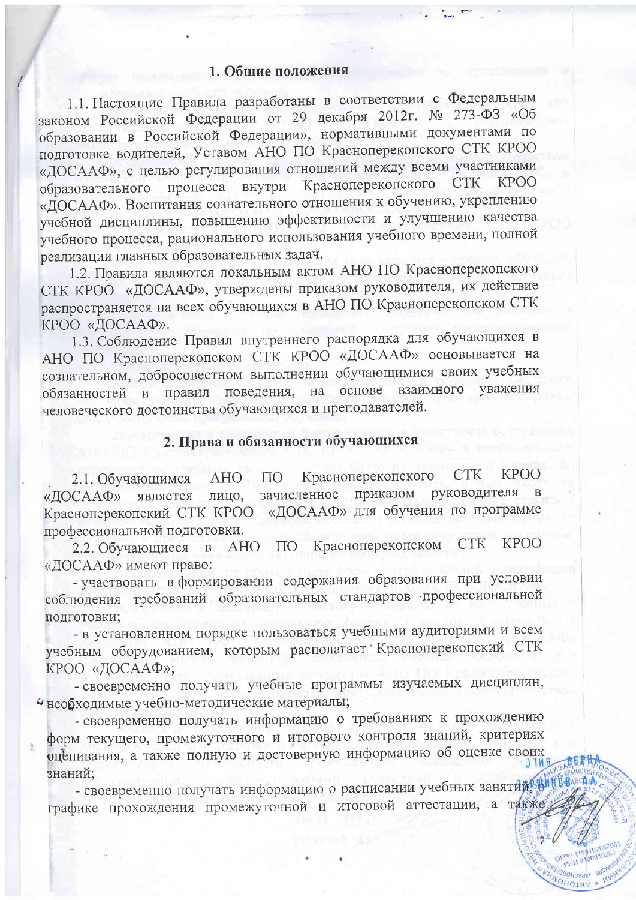## 1. Общие положения

1.1. Настоящие Правила разработаны в соответствии с Федеральным законом Российской Федерации от 29 декабря 2012г. № 273-ФЗ «Об образовании в Российской Федерации», нормативными документами по подготовке водителей, Уставом АНО ПО Красноперекопского СТК КРОО «ДОСААФ», с целью регулирования отношений между всеми участниками образовательного процесса внутри Красноперекопского СТК КРОО «ДОСААФ». Воспитания сознательного отношения к обучению, укреплению учебной дисциплины, повышению эффективности и улучшению качества учебного процесса, рационального использования учебного времени, полной реализации главных образовательных задач.

1.2. Правила являются локальным актом АНО ПО Красноперекопского СТК КРОО «ДОСААФ», утверждены приказом руководителя, их действие распространяется на всех обучающихся в АНО ПО Красноперекопском СТК КРОО «ДОСААФ».

1.3. Соблюдение Правил внутреннего распорядка для обучающихся в АНО ПО Красноперекопском СТК КРОО «ДОСААФ» основывается на сознательном, добросовестном выполнении обучающимися своих учебных обязанностей и правил поведения, на основе взаимного уважения человеческого достоинства обучающихся и преподавателей.

## 2. Права и обязанности обучающихся

2.1. Обучающимся АНО ПО Красноперекопского СТК КРОО «ДОСААФ» является лицо, зачисленное приказом руководителя в Красноперекопский СТК КРОО «ДОСААФ» для обучения по программе профессиональной подготовки.

2.2. Обучающиеся в АНО ПО Красноперекопском СТК КРОО «ДОСААФ» имеют право:

- участвовать в формировании содержания образования при условии соблюдения требований образовательных стандартов профессиональной подготовки;
- в установленном порядке пользоваться учебными аудиториями и всем учебным оборудованием, которым располагает Красноперекопский СТК КРОО «ДОСААФ»;
- своевременно получать учебные программы изучаемых дисциплин, необходимые учебно-методические материалы;
- своевременно получать информацию о требованиях к прохождению форм текущего, промежуточного и итогового контроля знаний, критериях оценивания, а также полную и достоверную информацию об оценке своих знаний;
- своевременно получать информацию о расписании учебных занятий, графике прохождения промежуточной и итоговой аттестации, а также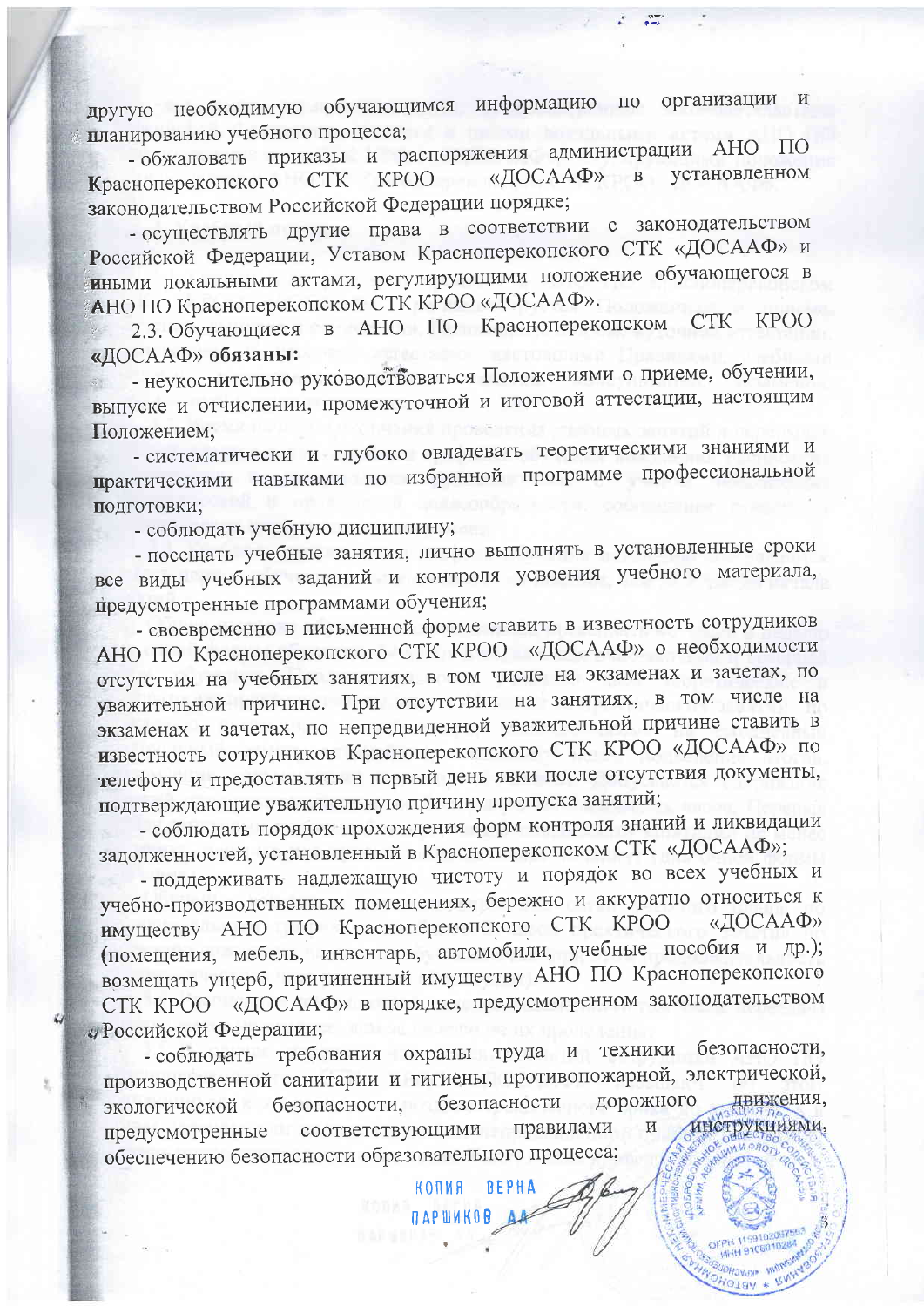другую необходимую обучающимся информацию по организации и планированию учебного процесса;

- обжаловать приказы и распоряжения администрации АНО ПО Красноперекопского СТК КРОО «ДОСААФ» в установленном законодательством Российской Федерации порядке;
- осуществлять другие права в соответствии с законодательством Российской Федерации, Уставом Красноперекопского СТК «ДОСААФ» и иными локальными актами, регулирующими положение обучающегося в АНО ПО Красноперекопском СТК КРОО «ДОСААФ».

2.3. Обучающиеся в АНО ПО Красноперекопском СТК КРОО «ДОСААФ» **обязаны:**

- неукоснительно руководствоваться Положениями о приеме, обучении, выпуске и отчислении, промежуточной и итоговой аттестации, настоящим Положением;
- систематически и глубоко овладевать теоретическими знаниями и практическими навыками по избранной программе профессиональной подготовки;
- соблюдать учебную дисциплину;
- посещать учебные занятия, лично выполнять в установленные сроки все виды учебных заданий и контроля усвоения учебного материала, предусмотренные программами обучения;
- своевременно в письменной форме ставить в известность сотрудников АНО ПО Красноперекопского СТК КРОО «ДОСААФ» о необходимости отсутствия на учебных занятиях, в том числе на экзаменах и зачетах, по уважительной причине. При отсутствии на занятиях, в том числе на экзаменах и зачетах, по непредвиденной уважительной причине ставить в известность сотрудников Красноперекопского СТК КРОО «ДОСААФ» по телефону и предоставлять в первый день явки после отсутствия документы, подтверждающие уважительную причину пропуска занятий;
- соблюдать порядок прохождения форм контроля знаний и ликвидации задолженностей, установленный в Красноперекопском СТК «ДОСААФ»;
- поддерживать надлежащую чистоту и порядок во всех учебных и учебно-производственных помещениях, бережно и аккуратно относиться к имуществу АНО ПО Красноперекопского СТК КРОО «ДОСААФ» (помещения, мебель, инвентарь, автомобили, учебные пособия и др.); возмещать ущерб, причиненный имуществу АНО ПО Красноперекопского СТК КРОО «ДОСААФ» в порядке, предусмотренном законодательством Российской Федерации;
- соблюдать требования охраны труда и техники безопасности, производственной санитарии и гигиены, противопожарной, электрической, экологической безопасности, безопасности дорожного движения, предусмотренные соответствующими правилами и инструкциями, обеспечению безопасности образовательного процесса;

КОПИЯ ВЕРНА
ПАРШИКОВ АА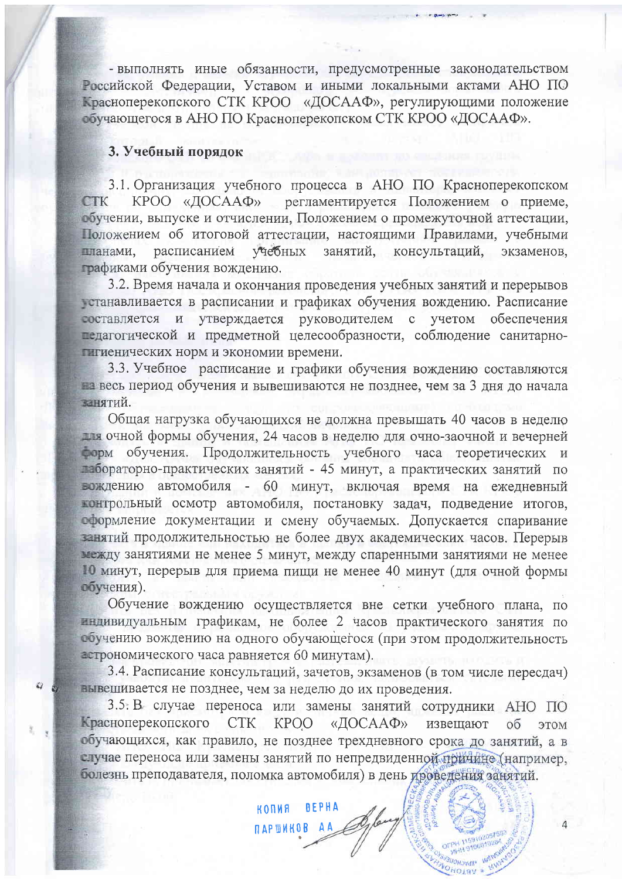- выполнять иные обязанности, предусмотренные законодательством Российской Федерации, Уставом и иными локальными актами АНО ПО Красноперекопского СТК КРОО «ДОСААФ», регулирующими положение обучающегося в АНО ПО Красноперекопском СТК КРОО «ДОСААФ».

## 3. Учебный порядок

3.1. Организация учебного процесса в АНО ПО Красноперекопском СТК КРОО «ДОСААФ» регламентируется Положением о приеме, обучении, выпуске и отчислении, Положением о промежуточной аттестации, Положением об итоговой аттестации, настоящими Правилами, учебными планами, расписанием учебных занятий, консультаций, экзаменов, графиками обучения вождению.

3.2. Время начала и окончания проведения учебных занятий и перерывов устанавливается в расписании и графиках обучения вождению. Расписание составляется и утверждается руководителем с учетом обеспечения педагогической и предметной целесообразности, соблюдение санитарно-гигиенических норм и экономии времени.

3.3. Учебное расписание и графики обучения вождению составляются на весь период обучения и вывешиваются не позднее, чем за 3 дня до начала занятий.

Общая нагрузка обучающихся не должна превышать 40 часов в неделю для очной формы обучения, 24 часов в неделю для очно-заочной и вечерней форм обучения. Продолжительность учебного часа теоретических и лабораторно-практических занятий - 45 минут, а практических занятий по вождению автомобиля - 60 минут, включая время на ежедневный контрольный осмотр автомобиля, постановку задач, подведение итогов, оформление документации и смену обучаемых. Допускается спаривание занятий продолжительностью не более двух академических часов. Перерыв между занятиями не менее 5 минут, между спаренными занятиями не менее 10 минут, перерыв для приема пищи не менее 40 минут (для очной формы обучения).

Обучение вождению осуществляется вне сетки учебного плана, по индивидуальным графикам, не более 2 часов практического занятия по обучению вождению на одного обучающегося (при этом продолжительность астрономического часа равняется 60 минутам).

3.4. Расписание консультаций, зачетов, экзаменов (в том числе пересдач) вывешивается не позднее, чем за неделю до их проведения.

3.5. В случае переноса или замены занятий сотрудники АНО ПО Красноперекопского СТК КРОО «ДОСААФ» извещают об этом обучающихся, как правило, не позднее трехдневного срока до занятий, а в случае переноса или замены занятий по непредвиденной причине (например, болезнь преподавателя, поломка автомобиля) в день проведения занятий.

КОПИЯ ВЕРНА
ПАРШИКОВ А.А.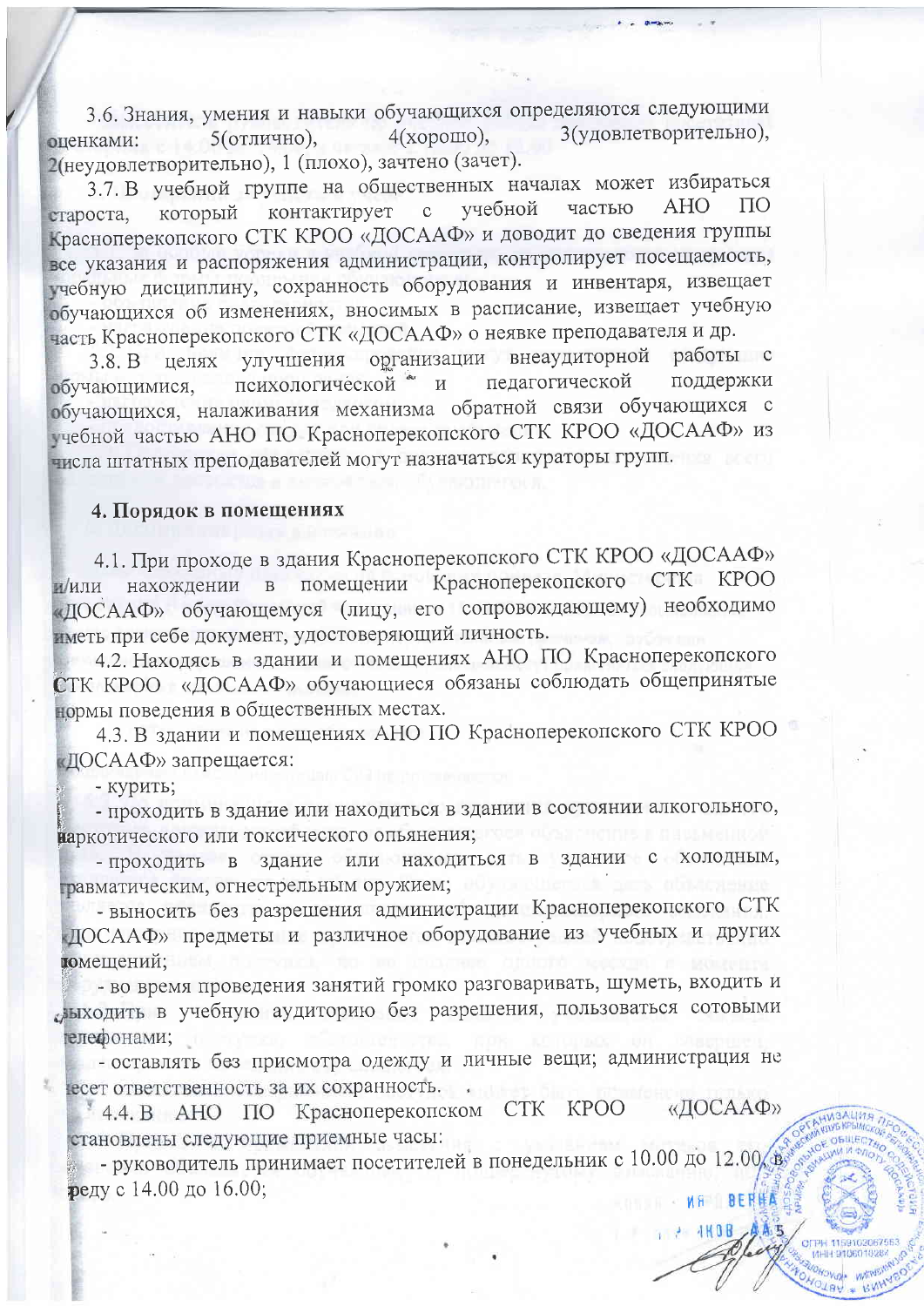3.6. Знания, умения и навыки обучающихся определяются следующими оценками: 5(отлично), 4(хорошо), 3(удовлетворительно), 2(неудовлетворительно), 1 (плохо), зачтено (зачет).

3.7. В учебной группе на общественных началах может избираться староста, который контактирует с учебной частью АНО ПО Красноперекопского СТК КРОО «ДОСААФ» и доводит до сведения группы все указания и распоряжения администрации, контролирует посещаемость, учебную дисциплину, сохранность оборудования и инвентаря, извещает обучающихся об изменениях, вносимых в расписание, извещает учебную часть Красноперекопского СТК «ДОСААФ» о неявке преподавателя и др.

3.8. В целях улучшения организации внеаудиторной работы с обучающимися, психологической и педагогической поддержки обучающихся, налаживания механизма обратной связи обучающихся с учебной частью АНО ПО Красноперекопского СТК КРОО «ДОСААФ» из числа штатных преподавателей могут назначаться кураторы групп.

## 4. Порядок в помещениях

4.1. При проходе в здания Красноперекопского СТК КРОО «ДОСААФ» и/или нахождении в помещении Красноперекопского СТК КРОО «ДОСААФ» обучающемуся (лицу, его сопровождающему) необходимо иметь при себе документ, удостоверяющий личность.

4.2. Находясь в здании и помещениях АНО ПО Красноперекопского СТК КРОО «ДОСААФ» обучающиеся обязаны соблюдать общепринятые нормы поведения в общественных местах.

4.3. В здании и помещениях АНО ПО Красноперекопского СТК КРОО «ДОСААФ» запрещается:

- курить;
- проходить в здание или находиться в здании в состоянии алкогольного, наркотического или токсического опьянения;
- проходить в здание или находиться в здании с холодным, травматическим, огнестрельным оружием;
- выносить без разрешения администрации Красноперекопского СТК «ДОСААФ» предметы и различное оборудование из учебных и других помещений;
- во время проведения занятий громко разговаривать, шуметь, входить и выходить в учебную аудиторию без разрешения, пользоваться сотовыми телефонами;
- оставлять без присмотра одежду и личные вещи; администрация не несет ответственность за их сохранность.

4.4. В АНО ПО Красноперекопском СТК КРОО «ДОСААФ» установлены следующие приемные часы:

- руководитель принимает посетителей в понедельник с 10.00 до 12.00, в среду с 14.00 до 16.00;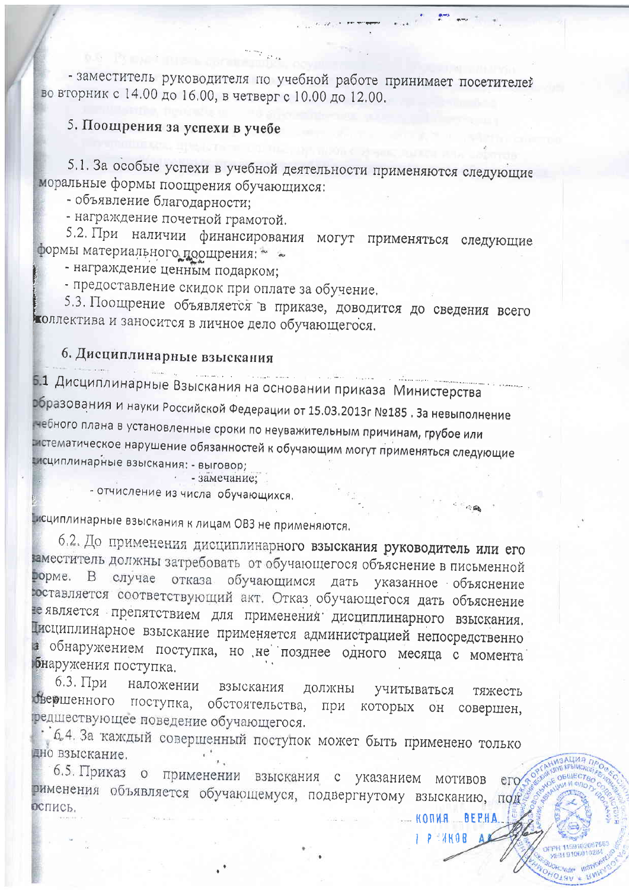- заместитель руководителя по учебной работе принимает посетителей во вторник с 14.00 до 16.00, в четверг с 10.00 до 12.00.

## 5. Поощрения за успехи в учебе

5.1. За особые успехи в учебной деятельности применяются следующие моральные формы поощрения обучающихся:

- объявление благодарности;
- награждение почетной грамотой.

5.2. При наличии финансирования могут применяться следующие формы материального поощрения:

- награждение ценным подарком;
- предоставление скидок при оплате за обучение.

5.3. Поощрение объявляется в приказе, доводится до сведения всего коллектива и заносится в личное дело обучающегося.

## 6. Дисциплинарные взыскания

6.1 Дисциплинарные Взыскания на основании приказа Министерства образования и науки Российской Федерации от 15.03.2013г №185 . За невыполнение учебного плана в установленные сроки по неуважительным причинам, грубое или систематическое нарушение обязанностей к обучающим могут применяться следующие дисциплинарные взыскания: - выговор;

- замечание;
- отчисление из числа обучающихся.

Дисциплинарные взыскания к лицам ОВЗ не применяются.

6.2. До применения дисциплинарного взыскания руководитель или его заместитель должны затребовать от обучающегося объяснение в письменной форме. В случае отказа обучающимся дать указанное объяснение составляется соответствующий акт. Отказ обучающегося дать объяснение не является препятствием для применения дисциплинарного взыскания. Дисциплинарное взыскание применяется администрацией непосредственно за обнаружением поступка, но не позднее одного месяца с момента обнаружения поступка.

6.3. При наложении взыскания должны учитываться тяжесть совершенного поступка, обстоятельства, при которых он совершен, предшествующее поведение обучающегося.

6.4. За каждый совершенный поступок может быть применено только одно взыскание.

6.5. Приказ о применении взыскания с указанием мотивов его применения объявляется обучающемуся, подвергнутому взысканию, под роспись.

КОПИЯ ВЕРНА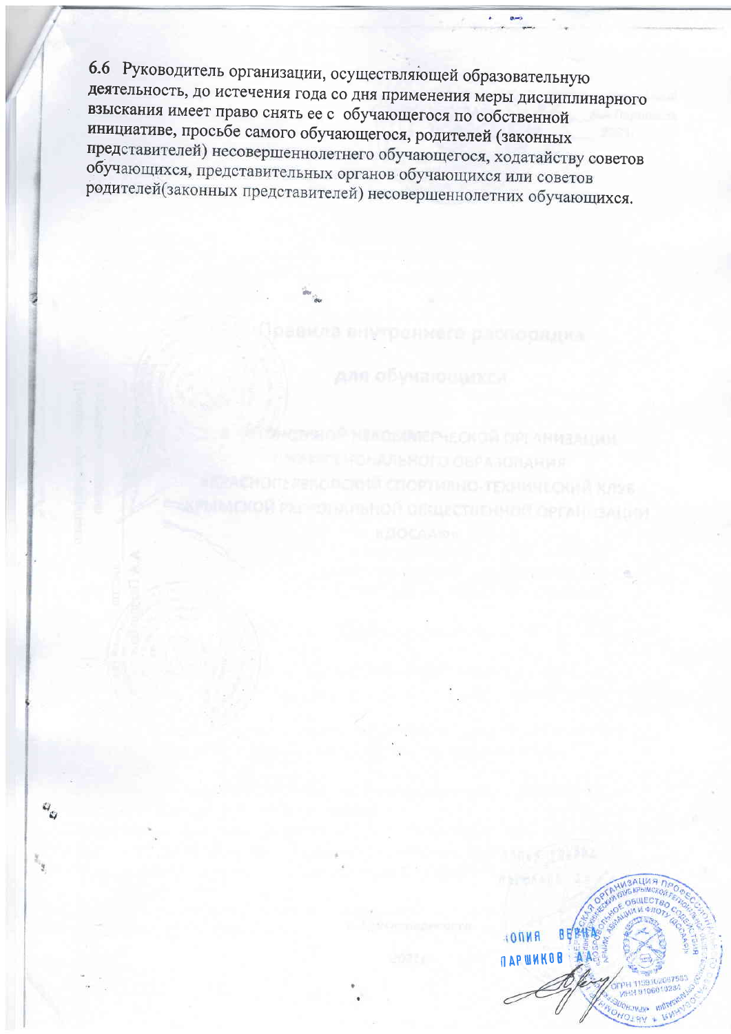6.6 Руководитель организации, осуществляющей образовательную деятельность, до истечения года со дня применения меры дисциплинарного взыскания имеет право снять ее с обучающегося по собственной инициативе, просьбе самого обучающегося, родителей (законных представителей) несовершеннолетнего обучающегося, ходатайству советов обучающихся, представительных органов обучающихся или советов родителей(законных представителей) несовершеннолетних обучающихся.

КОПИЯ ВЕРНА
ПАРШИКОВ А.А.